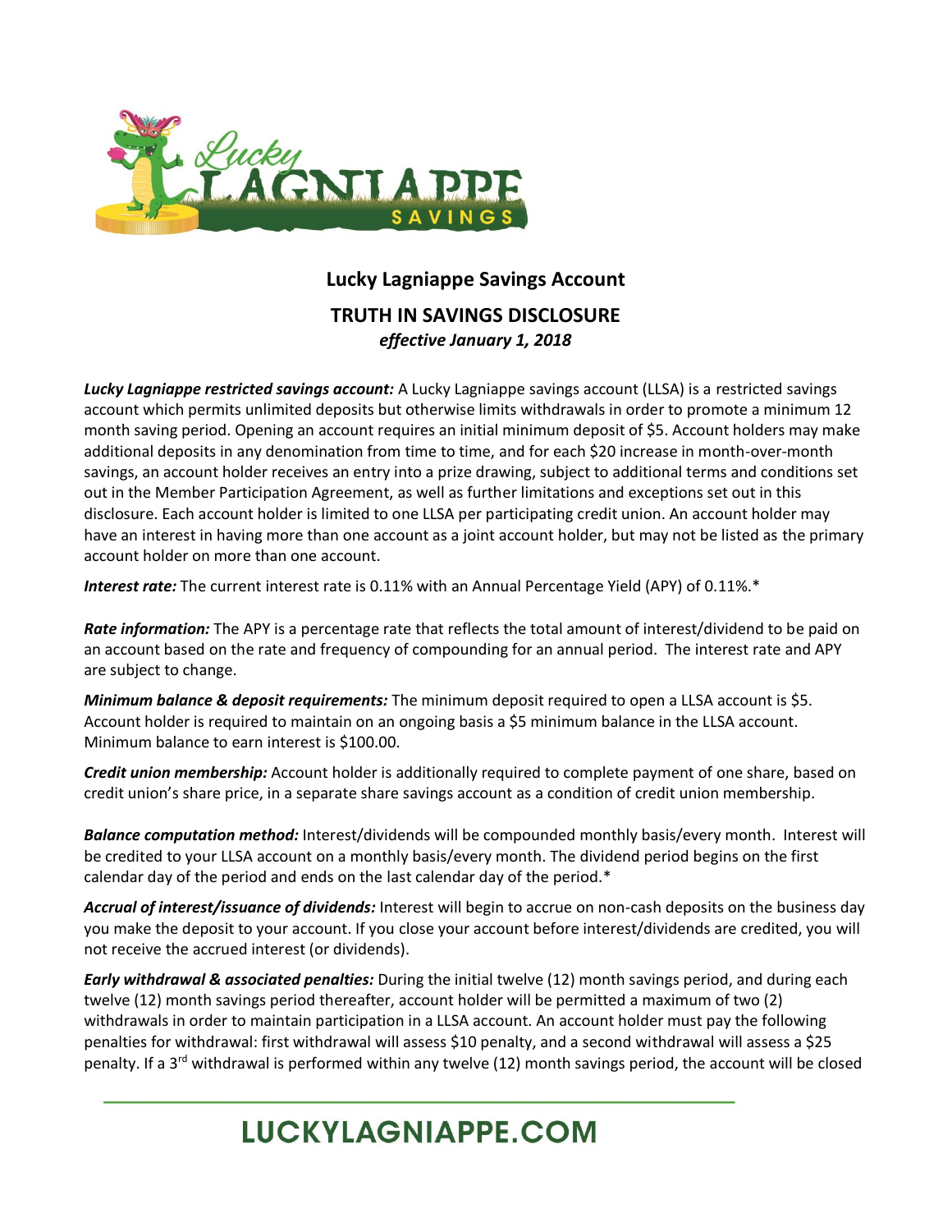## Lucky Lagniappe Savings Account

## TRUTH IN SAVINGS DISCLOSURE

***effective January 1, 2018***

***Lucky Lagniappe restricted savings account:*** A Lucky Lagniappe savings account (LLSA) is a restricted savings account which permits unlimited deposits but otherwise limits withdrawals in order to promote a minimum 12 month saving period. Opening an account requires an initial minimum deposit of $5. Account holders may make additional deposits in any denomination from time to time, and for each $20 increase in month-over-month savings, an account holder receives an entry into a prize drawing, subject to additional terms and conditions set out in the Member Participation Agreement, as well as further limitations and exceptions set out in this disclosure. Each account holder is limited to one LLSA per participating credit union. An account holder may have an interest in having more than one account as a joint account holder, but may not be listed as the primary account holder on more than one account.

***Interest rate:*** The current interest rate is 0.11% with an Annual Percentage Yield (APY) of 0.11%.*

***Rate information:*** The APY is a percentage rate that reflects the total amount of interest/dividend to be paid on an account based on the rate and frequency of compounding for an annual period. The interest rate and APY are subject to change.

***Minimum balance & deposit requirements:*** The minimum deposit required to open a LLSA account is $5. Account holder is required to maintain on an ongoing basis a $5 minimum balance in the LLSA account. Minimum balance to earn interest is $100.00.

***Credit union membership:*** Account holder is additionally required to complete payment of one share, based on credit union's share price, in a separate share savings account as a condition of credit union membership.

***Balance computation method:*** Interest/dividends will be compounded monthly basis/every month. Interest will be credited to your LLSA account on a monthly basis/every month. The dividend period begins on the first calendar day of the period and ends on the last calendar day of the period.*

***Accrual of interest/issuance of dividends:*** Interest will begin to accrue on non-cash deposits on the business day you make the deposit to your account. If you close your account before interest/dividends are credited, you will not receive the accrued interest (or dividends).

***Early withdrawal & associated penalties:*** During the initial twelve (12) month savings period, and during each twelve (12) month savings period thereafter, account holder will be permitted a maximum of two (2) withdrawals in order to maintain participation in a LLSA account. An account holder must pay the following penalties for withdrawal: first withdrawal will assess $10 penalty, and a second withdrawal will assess a $25 penalty. If a 3rd withdrawal is performed within any twelve (12) month savings period, the account will be closed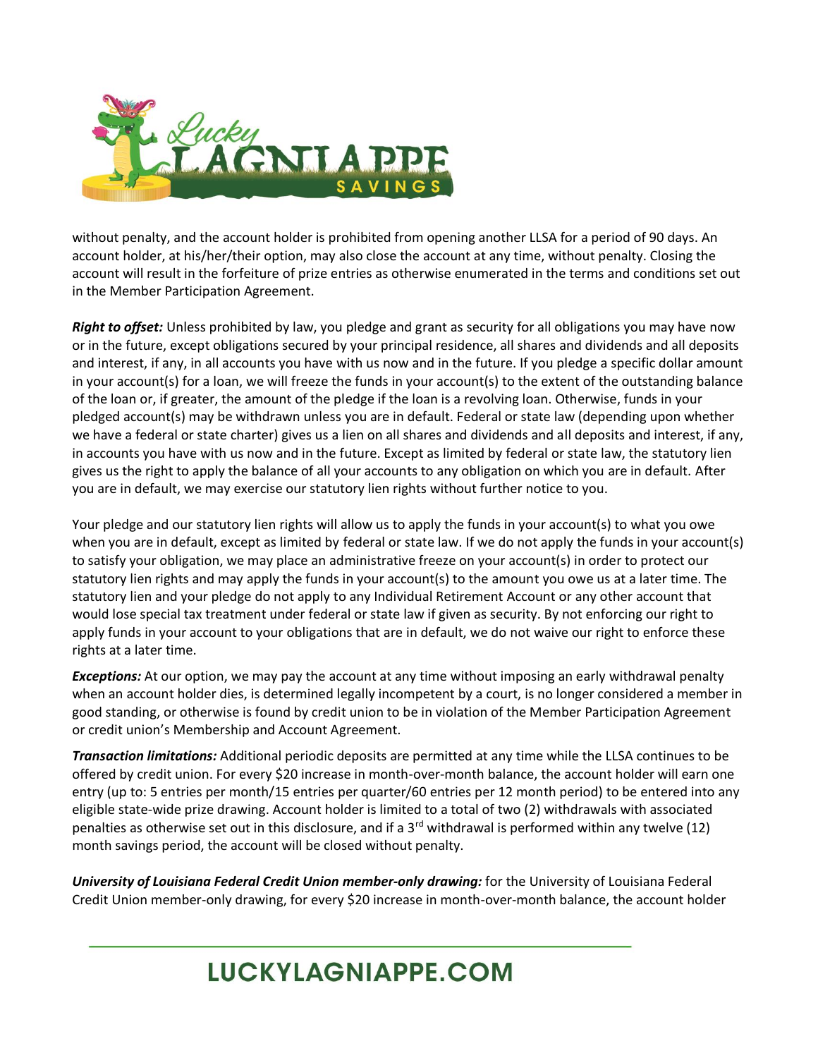without penalty, and the account holder is prohibited from opening another LLSA for a period of 90 days. An account holder, at his/her/their option, may also close the account at any time, without penalty. Closing the account will result in the forfeiture of prize entries as otherwise enumerated in the terms and conditions set out in the Member Participation Agreement.

***Right to offset:*** Unless prohibited by law, you pledge and grant as security for all obligations you may have now or in the future, except obligations secured by your principal residence, all shares and dividends and all deposits and interest, if any, in all accounts you have with us now and in the future. If you pledge a specific dollar amount in your account(s) for a loan, we will freeze the funds in your account(s) to the extent of the outstanding balance of the loan or, if greater, the amount of the pledge if the loan is a revolving loan. Otherwise, funds in your pledged account(s) may be withdrawn unless you are in default. Federal or state law (depending upon whether we have a federal or state charter) gives us a lien on all shares and dividends and all deposits and interest, if any, in accounts you have with us now and in the future. Except as limited by federal or state law, the statutory lien gives us the right to apply the balance of all your accounts to any obligation on which you are in default. After you are in default, we may exercise our statutory lien rights without further notice to you.

Your pledge and our statutory lien rights will allow us to apply the funds in your account(s) to what you owe when you are in default, except as limited by federal or state law. If we do not apply the funds in your account(s) to satisfy your obligation, we may place an administrative freeze on your account(s) in order to protect our statutory lien rights and may apply the funds in your account(s) to the amount you owe us at a later time. The statutory lien and your pledge do not apply to any Individual Retirement Account or any other account that would lose special tax treatment under federal or state law if given as security. By not enforcing our right to apply funds in your account to your obligations that are in default, we do not waive our right to enforce these rights at a later time.

***Exceptions:*** At our option, we may pay the account at any time without imposing an early withdrawal penalty when an account holder dies, is determined legally incompetent by a court, is no longer considered a member in good standing, or otherwise is found by credit union to be in violation of the Member Participation Agreement or credit union's Membership and Account Agreement.

***Transaction limitations:*** Additional periodic deposits are permitted at any time while the LLSA continues to be offered by credit union. For every $20 increase in month-over-month balance, the account holder will earn one entry (up to: 5 entries per month/15 entries per quarter/60 entries per 12 month period) to be entered into any eligible state-wide prize drawing. Account holder is limited to a total of two (2) withdrawals with associated penalties as otherwise set out in this disclosure, and if a 3rd withdrawal is performed within any twelve (12) month savings period, the account will be closed without penalty.

***University of Louisiana Federal Credit Union member-only drawing:*** for the University of Louisiana Federal Credit Union member-only drawing, for every $20 increase in month-over-month balance, the account holder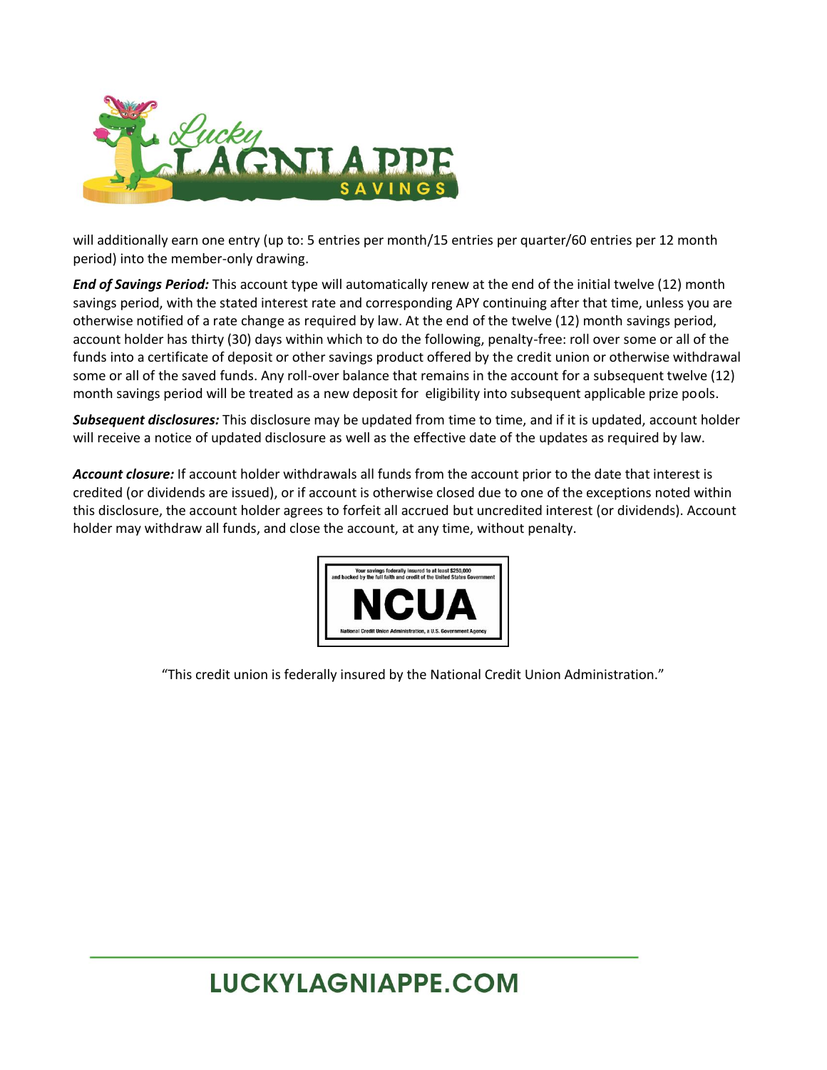will additionally earn one entry (up to: 5 entries per month/15 entries per quarter/60 entries per 12 month period) into the member-only drawing.

***End of Savings Period:*** This account type will automatically renew at the end of the initial twelve (12) month savings period, with the stated interest rate and corresponding APY continuing after that time, unless you are otherwise notified of a rate change as required by law. At the end of the twelve (12) month savings period, account holder has thirty (30) days within which to do the following, penalty-free: roll over some or all of the funds into a certificate of deposit or other savings product offered by the credit union or otherwise withdrawal some or all of the saved funds. Any roll-over balance that remains in the account for a subsequent twelve (12) month savings period will be treated as a new deposit for eligibility into subsequent applicable prize pools.

***Subsequent disclosures:*** This disclosure may be updated from time to time, and if it is updated, account holder will receive a notice of updated disclosure as well as the effective date of the updates as required by law.

***Account closure:*** If account holder withdrawals all funds from the account prior to the date that interest is credited (or dividends are issued), or if account is otherwise closed due to one of the exceptions noted within this disclosure, the account holder agrees to forfeit all accrued but uncredited interest (or dividends). Account holder may withdraw all funds, and close the account, at any time, without penalty.

Your savings federally insured to at least $250,000 and backed by the full faith and credit of the United States Government

NCUA

National Credit Union Administration, a U.S. Government Agency

"This credit union is federally insured by the National Credit Union Administration."

LUCKYLAGNIAPPE.COM